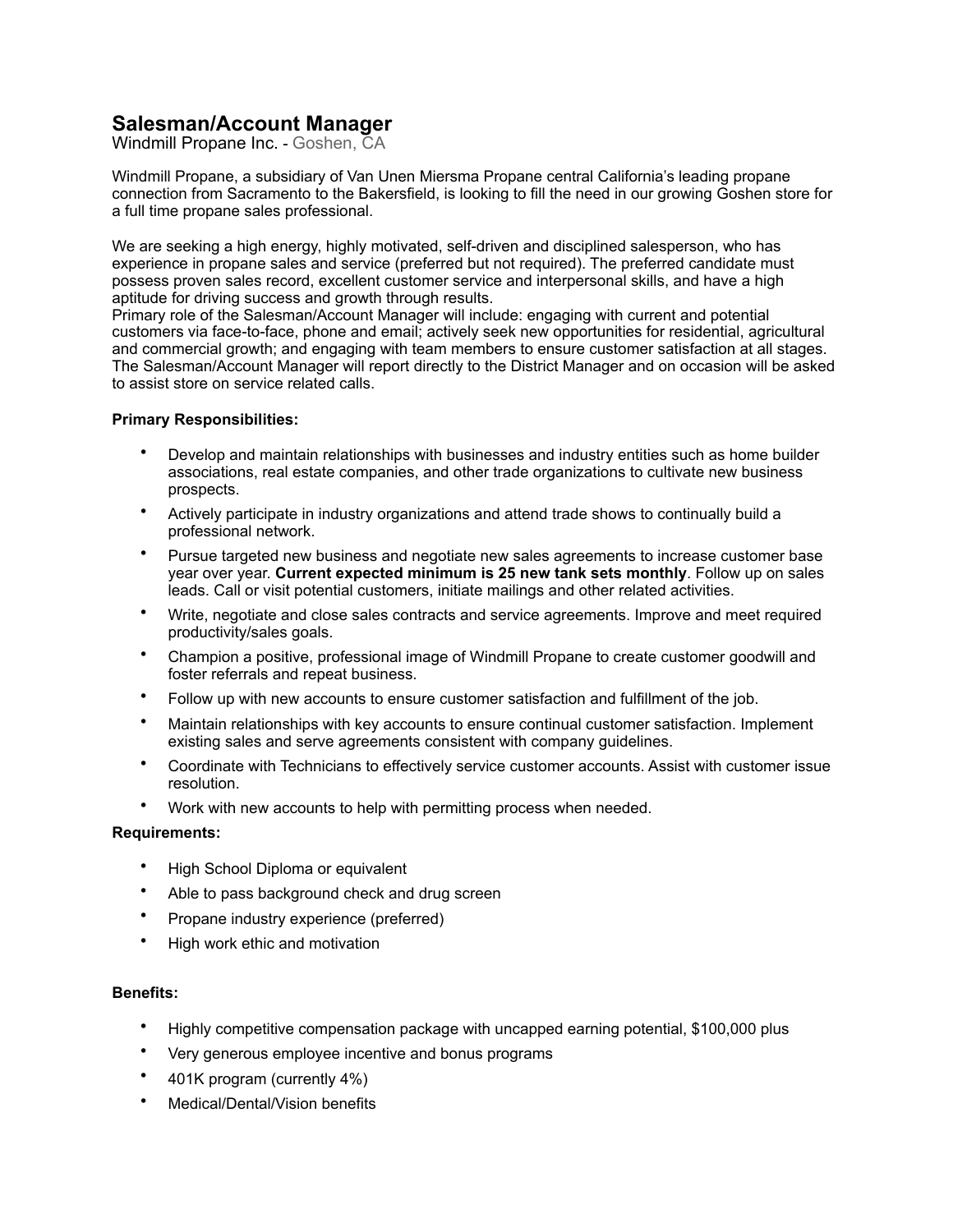# Salesman/Account Manager

Windmill Propane Inc. - Goshen, CA

Windmill Propane, a subsidiary of Van Unen Miersma Propane central California's leading propane connection from Sacramento to the Bakersfield, is looking to fill the need in our growing Goshen store for a full time propane sales professional.

We are seeking a high energy, highly motivated, self-driven and disciplined salesperson, who has experience in propane sales and service (preferred but not required). The preferred candidate must possess proven sales record, excellent customer service and interpersonal skills, and have a high aptitude for driving success and growth through results.
Primary role of the Salesman/Account Manager will include: engaging with current and potential customers via face-to-face, phone and email; actively seek new opportunities for residential, agricultural and commercial growth; and engaging with team members to ensure customer satisfaction at all stages. The Salesman/Account Manager will report directly to the District Manager and on occasion will be asked to assist store on service related calls.

**Primary Responsibilities:**

- Develop and maintain relationships with businesses and industry entities such as home builder associations, real estate companies, and other trade organizations to cultivate new business prospects.
- Actively participate in industry organizations and attend trade shows to continually build a professional network.
- Pursue targeted new business and negotiate new sales agreements to increase customer base year over year. **Current expected minimum is 25 new tank sets monthly**. Follow up on sales leads. Call or visit potential customers, initiate mailings and other related activities.
- Write, negotiate and close sales contracts and service agreements. Improve and meet required productivity/sales goals.
- Champion a positive, professional image of Windmill Propane to create customer goodwill and foster referrals and repeat business.
- Follow up with new accounts to ensure customer satisfaction and fulfillment of the job.
- Maintain relationships with key accounts to ensure continual customer satisfaction. Implement existing sales and serve agreements consistent with company guidelines.
- Coordinate with Technicians to effectively service customer accounts. Assist with customer issue resolution.
- Work with new accounts to help with permitting process when needed.

**Requirements:**

- High School Diploma or equivalent
- Able to pass background check and drug screen
- Propane industry experience (preferred)
- High work ethic and motivation

**Benefits:**

- Highly competitive compensation package with uncapped earning potential, $100,000 plus
- Very generous employee incentive and bonus programs
- 401K program (currently 4%)
- Medical/Dental/Vision benefits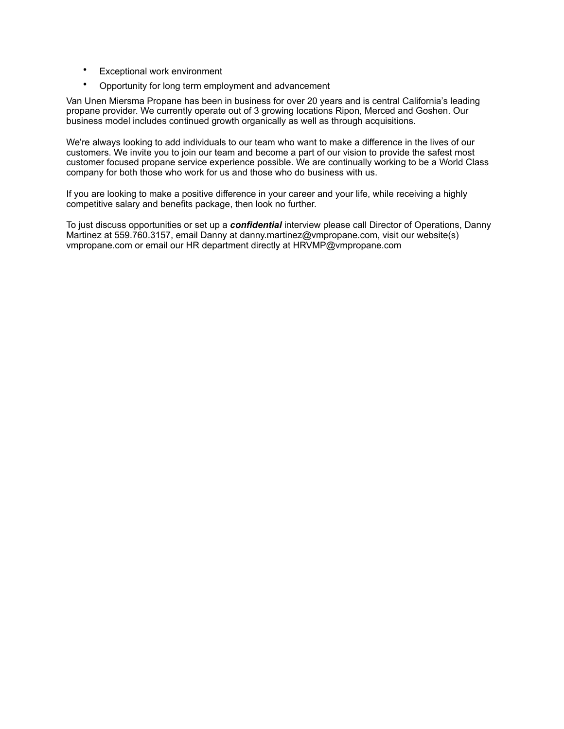- Exceptional work environment
- Opportunity for long term employment and advancement

Van Unen Miersma Propane has been in business for over 20 years and is central California's leading propane provider. We currently operate out of 3 growing locations Ripon, Merced and Goshen. Our business model includes continued growth organically as well as through acquisitions.

We're always looking to add individuals to our team who want to make a difference in the lives of our customers. We invite you to join our team and become a part of our vision to provide the safest most customer focused propane service experience possible. We are continually working to be a World Class company for both those who work for us and those who do business with us.

If you are looking to make a positive difference in your career and your life, while receiving a highly competitive salary and benefits package, then look no further.

To just discuss opportunities or set up a ***confidential*** interview please call Director of Operations, Danny Martinez at 559.760.3157, email Danny at danny.martinez@vmpropane.com, visit our website(s) vmpropane.com or email our HR department directly at HRVMP@vmpropane.com